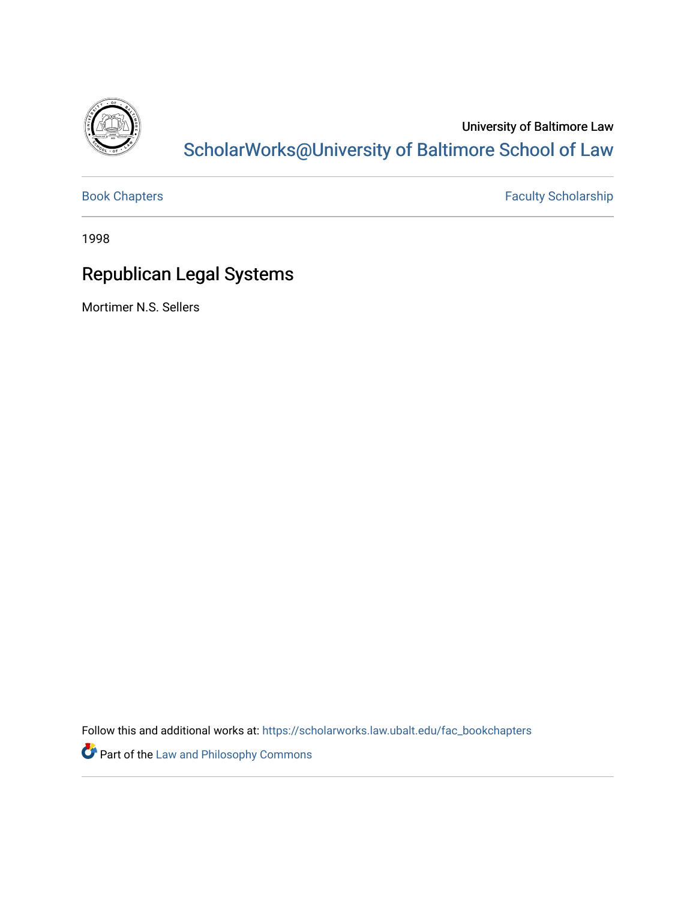University of Baltimore Law

ScholarWorks@University of Baltimore School of Law

Book Chapters | Faculty Scholarship

1998

# Republican Legal Systems

Mortimer N.S. Sellers

Follow this and additional works at: https://scholarworks.law.ubalt.edu/fac_bookchapters

Part of the Law and Philosophy Commons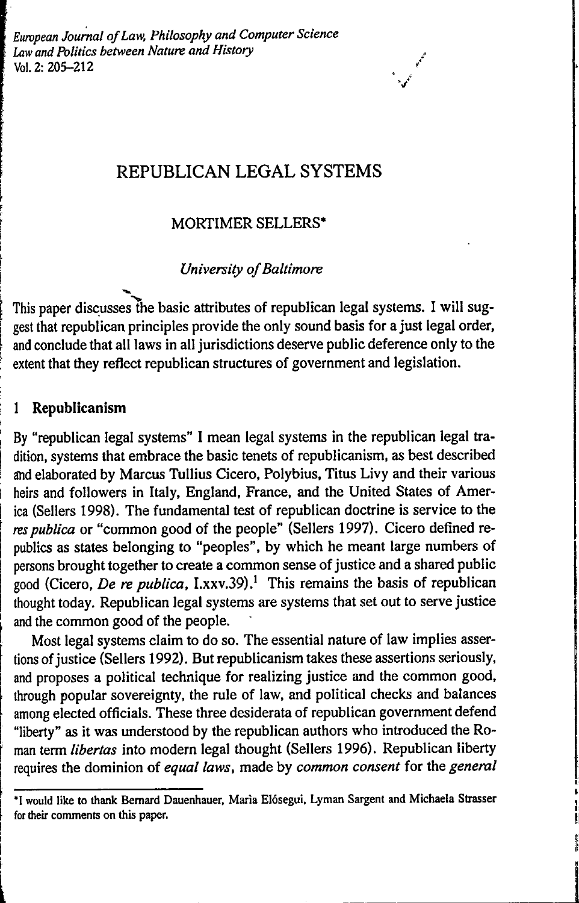# REPUBLICAN LEGAL SYSTEMS

## MORTIMER SELLERS*

*University of Baltimore*

This paper discusses the basic attributes of republican legal systems. I will suggest that republican principles provide the only sound basis for a just legal order, and conclude that all laws in all jurisdictions deserve public deference only to the extent that they reflect republican structures of government and legislation.

## 1 Republicanism

By "republican legal systems" I mean legal systems in the republican legal tradition, systems that embrace the basic tenets of republicanism, as best described and elaborated by Marcus Tullius Cicero, Polybius, Titus Livy and their various heirs and followers in Italy, England, France, and the United States of America (Sellers 1998). The fundamental test of republican doctrine is service to the *res publica* or "common good of the people" (Sellers 1997). Cicero defined republics as states belonging to "peoples", by which he meant large numbers of persons brought together to create a common sense of justice and a shared public good (Cicero, *De re publica*, I.xxv.39).[1] This remains the basis of republican thought today. Republican legal systems are systems that set out to serve justice and the common good of the people.

Most legal systems claim to do so. The essential nature of law implies assertions of justice (Sellers 1992). But republicanism takes these assertions seriously, and proposes a political technique for realizing justice and the common good, through popular sovereignty, the rule of law, and political checks and balances among elected officials. These three desiderata of republican government defend "liberty" as it was understood by the republican authors who introduced the Roman term *libertas* into modern legal thought (Sellers 1996). Republican liberty requires the dominion of *equal laws*, made by *common consent* for the *general*

*I would like to thank Bernard Dauenhauer, Maria Elósegui, Lyman Sargent and Michaela Strasser for their comments on this paper.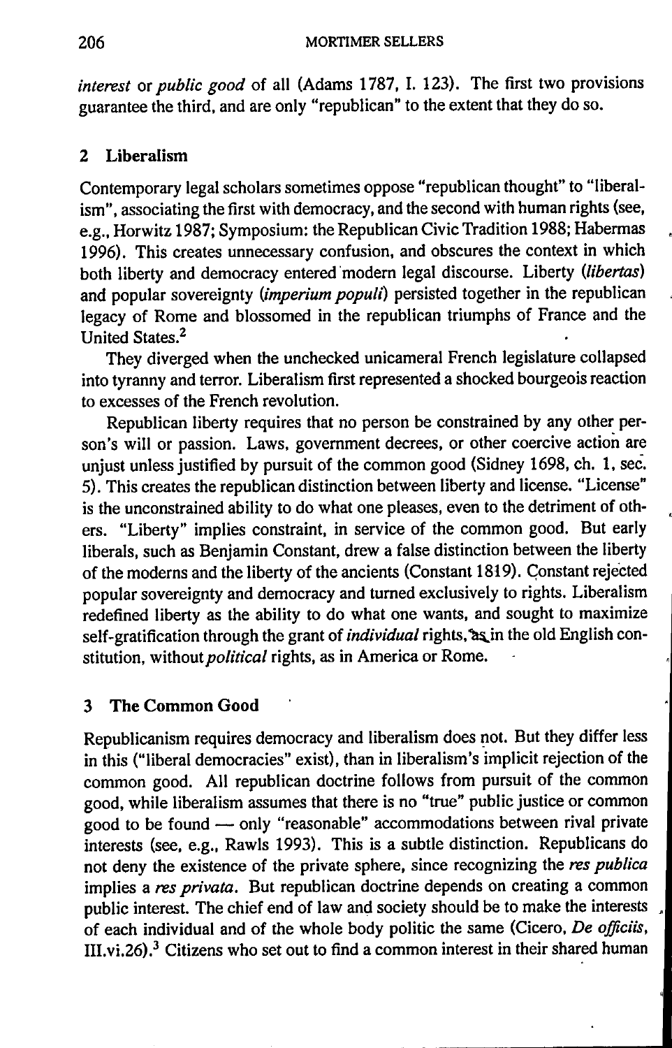*interest* or *public good* of all (Adams 1787, I. 123). The first two provisions guarantee the third, and are only "republican" to the extent that they do so.

## 2 Liberalism

Contemporary legal scholars sometimes oppose "republican thought" to "liberalism", associating the first with democracy, and the second with human rights (see, e.g., Horwitz 1987; Symposium: the Republican Civic Tradition 1988; Habermas 1996). This creates unnecessary confusion, and obscures the context in which both liberty and democracy entered modern legal discourse. Liberty (*libertas*) and popular sovereignty (*imperium populi*) persisted together in the republican legacy of Rome and blossomed in the republican triumphs of France and the United States.[2]

They diverged when the unchecked unicameral French legislature collapsed into tyranny and terror. Liberalism first represented a shocked bourgeois reaction to excesses of the French revolution.

Republican liberty requires that no person be constrained by any other person's will or passion. Laws, government decrees, or other coercive action are unjust unless justified by pursuit of the common good (Sidney 1698, ch. 1, sec. 5). This creates the republican distinction between liberty and license. "License" is the unconstrained ability to do what one pleases, even to the detriment of others. "Liberty" implies constraint, in service of the common good. But early liberals, such as Benjamin Constant, drew a false distinction between the liberty of the moderns and the liberty of the ancients (Constant 1819). Constant rejected popular sovereignty and democracy and turned exclusively to rights. Liberalism redefined liberty as the ability to do what one wants, and sought to maximize self-gratification through the grant of *individual* rights, as in the old English constitution, without *political* rights, as in America or Rome.

## 3 The Common Good

Republicanism requires democracy and liberalism does not. But they differ less in this ("liberal democracies" exist), than in liberalism's implicit rejection of the common good. All republican doctrine follows from pursuit of the common good, while liberalism assumes that there is no "true" public justice or common good to be found — only "reasonable" accommodations between rival private interests (see, e.g., Rawls 1993). This is a subtle distinction. Republicans do not deny the existence of the private sphere, since recognizing the *res publica* implies a *res privata*. But republican doctrine depends on creating a common public interest. The chief end of law and society should be to make the interests of each individual and of the whole body politic the same (Cicero, *De officiis*, III.vi.26).[3] Citizens who set out to find a common interest in their shared human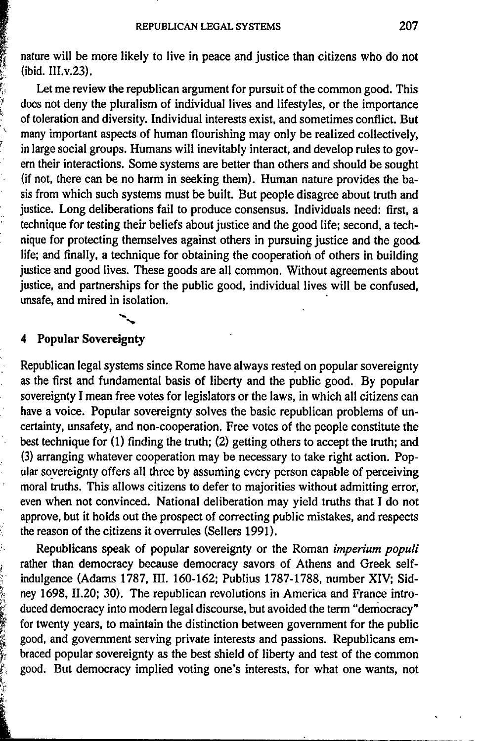nature will be more likely to live in peace and justice than citizens who do not (ibid. III.v.23).

Let me review the republican argument for pursuit of the common good. This does not deny the pluralism of individual lives and lifestyles, or the importance of toleration and diversity. Individual interests exist, and sometimes conflict. But many important aspects of human flourishing may only be realized collectively, in large social groups. Humans will inevitably interact, and develop rules to govern their interactions. Some systems are better than others and should be sought (if not, there can be no harm in seeking them). Human nature provides the basis from which such systems must be built. But people disagree about truth and justice. Long deliberations fail to produce consensus. Individuals need: first, a technique for testing their beliefs about justice and the good life; second, a technique for protecting themselves against others in pursuing justice and the good life; and finally, a technique for obtaining the cooperation of others in building justice and good lives. These goods are all common. Without agreements about justice, and partnerships for the public good, individual lives will be confused, unsafe, and mired in isolation.

## 4 Popular Sovereignty

Republican legal systems since Rome have always rested on popular sovereignty as the first and fundamental basis of liberty and the public good. By popular sovereignty I mean free votes for legislators or the laws, in which all citizens can have a voice. Popular sovereignty solves the basic republican problems of uncertainty, unsafety, and non-cooperation. Free votes of the people constitute the best technique for (1) finding the truth; (2) getting others to accept the truth; and (3) arranging whatever cooperation may be necessary to take right action. Popular sovereignty offers all three by assuming every person capable of perceiving moral truths. This allows citizens to defer to majorities without admitting error, even when not convinced. National deliberation may yield truths that I do not approve, but it holds out the prospect of correcting public mistakes, and respects the reason of the citizens it overrules (Sellers 1991).

Republicans speak of popular sovereignty or the Roman *imperium populi* rather than democracy because democracy savors of Athens and Greek self-indulgence (Adams 1787, III. 160-162; Publius 1787-1788, number XIV; Sidney 1698, II.20; 30). The republican revolutions in America and France introduced democracy into modern legal discourse, but avoided the term "democracy" for twenty years, to maintain the distinction between government for the public good, and government serving private interests and passions. Republicans embraced popular sovereignty as the best shield of liberty and test of the common good. But democracy implied voting one's interests, for what one wants, not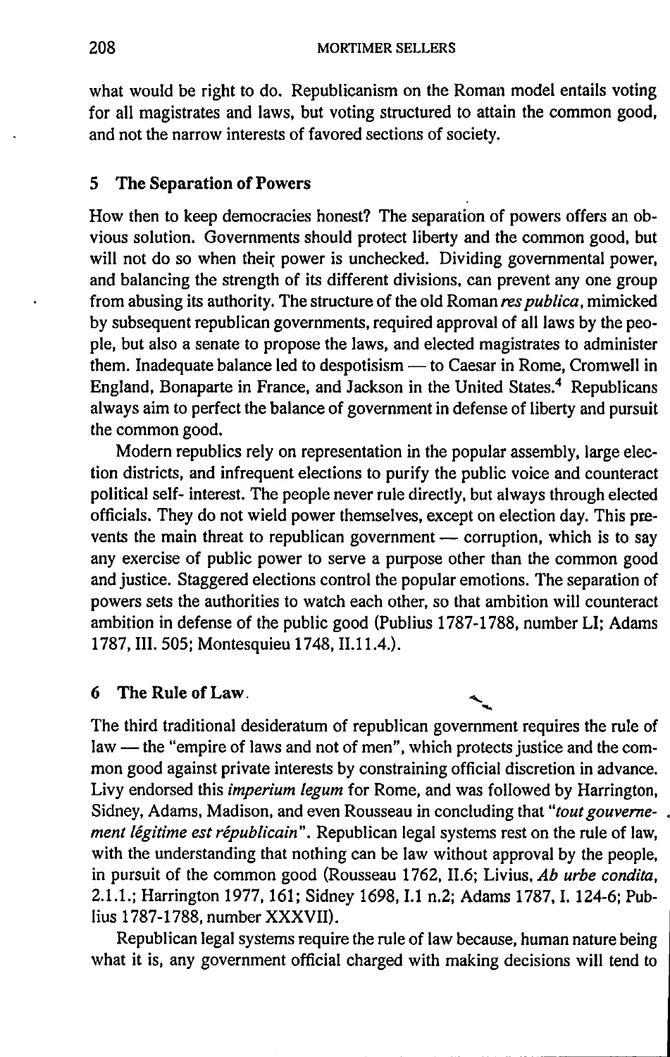what would be right to do. Republicanism on the Roman model entails voting for all magistrates and laws, but voting structured to attain the common good, and not the narrow interests of favored sections of society.

## 5 The Separation of Powers

How then to keep democracies honest? The separation of powers offers an obvious solution. Governments should protect liberty and the common good, but will not do so when their power is unchecked. Dividing governmental power, and balancing the strength of its different divisions, can prevent any one group from abusing its authority. The structure of the old Roman *res publica*, mimicked by subsequent republican governments, required approval of all laws by the people, but also a senate to propose the laws, and elected magistrates to administer them. Inadequate balance led to despotisism — to Caesar in Rome, Cromwell in England, Bonaparte in France, and Jackson in the United States.[4] Republicans always aim to perfect the balance of government in defense of liberty and pursuit the common good.

Modern republics rely on representation in the popular assembly, large election districts, and infrequent elections to purify the public voice and counteract political self- interest. The people never rule directly, but always through elected officials. They do not wield power themselves, except on election day. This prevents the main threat to republican government — corruption, which is to say any exercise of public power to serve a purpose other than the common good and justice. Staggered elections control the popular emotions. The separation of powers sets the authorities to watch each other, so that ambition will counteract ambition in defense of the public good (Publius 1787-1788, number LI; Adams 1787, III. 505; Montesquieu 1748, II.11.4.).

## 6 The Rule of Law

The third traditional desideratum of republican government requires the rule of law — the "empire of laws and not of men", which protects justice and the common good against private interests by constraining official discretion in advance. Livy endorsed this *imperium legum* for Rome, and was followed by Harrington, Sidney, Adams, Madison, and even Rousseau in concluding that "*tout gouvernement légitime est républicain*". Republican legal systems rest on the rule of law, with the understanding that nothing can be law without approval by the people, in pursuit of the common good (Rousseau 1762, II.6; Livius, *Ab urbe condita*, 2.1.1.; Harrington 1977, 161; Sidney 1698, I.1 n.2; Adams 1787, I. 124-6; Publius 1787-1788, number XXXVII).

Republican legal systems require the rule of law because, human nature being what it is, any government official charged with making decisions will tend to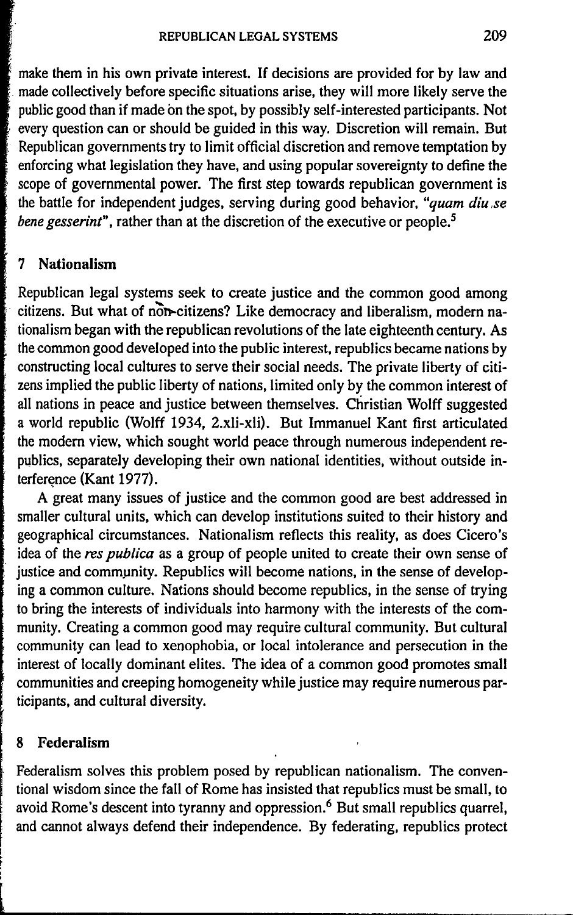make them in his own private interest. If decisions are provided for by law and made collectively before specific situations arise, they will more likely serve the public good than if made on the spot, by possibly self-interested participants. Not every question can or should be guided in this way. Discretion will remain. But Republican governments try to limit official discretion and remove temptation by enforcing what legislation they have, and using popular sovereignty to define the scope of governmental power. The first step towards republican government is the battle for independent judges, serving during good behavior, *"quam diu se bene gesserint"*, rather than at the discretion of the executive or people.[5]

## 7 Nationalism

Republican legal systems seek to create justice and the common good among citizens. But what of non-citizens? Like democracy and liberalism, modern nationalism began with the republican revolutions of the late eighteenth century. As the common good developed into the public interest, republics became nations by constructing local cultures to serve their social needs. The private liberty of citizens implied the public liberty of nations, limited only by the common interest of all nations in peace and justice between themselves. Christian Wolff suggested a world republic (Wolff 1934, 2.xli-xli). But Immanuel Kant first articulated the modern view, which sought world peace through numerous independent republics, separately developing their own national identities, without outside interference (Kant 1977).

A great many issues of justice and the common good are best addressed in smaller cultural units, which can develop institutions suited to their history and geographical circumstances. Nationalism reflects this reality, as does Cicero's idea of the *res publica* as a group of people united to create their own sense of justice and community. Republics will become nations, in the sense of developing a common culture. Nations should become republics, in the sense of trying to bring the interests of individuals into harmony with the interests of the community. Creating a common good may require cultural community. But cultural community can lead to xenophobia, or local intolerance and persecution in the interest of locally dominant elites. The idea of a common good promotes small communities and creeping homogeneity while justice may require numerous participants, and cultural diversity.

## 8 Federalism

Federalism solves this problem posed by republican nationalism. The conventional wisdom since the fall of Rome has insisted that republics must be small, to avoid Rome's descent into tyranny and oppression.[6] But small republics quarrel, and cannot always defend their independence. By federating, republics protect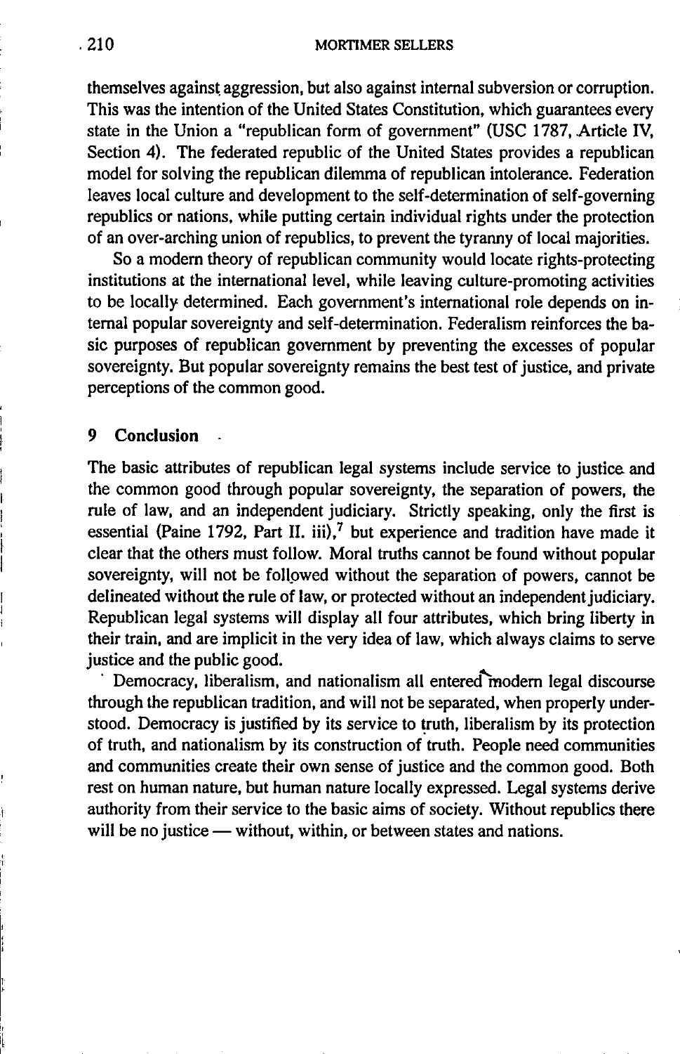themselves against aggression, but also against internal subversion or corruption. This was the intention of the United States Constitution, which guarantees every state in the Union a "republican form of government" (USC 1787, Article IV, Section 4). The federated republic of the United States provides a republican model for solving the republican dilemma of republican intolerance. Federation leaves local culture and development to the self-determination of self-governing republics or nations, while putting certain individual rights under the protection of an over-arching union of republics, to prevent the tyranny of local majorities.

So a modern theory of republican community would locate rights-protecting institutions at the international level, while leaving culture-promoting activities to be locally determined. Each government's international role depends on internal popular sovereignty and self-determination. Federalism reinforces the basic purposes of republican government by preventing the excesses of popular sovereignty. But popular sovereignty remains the best test of justice, and private perceptions of the common good.

## 9 Conclusion

The basic attributes of republican legal systems include service to justice and the common good through popular sovereignty, the separation of powers, the rule of law, and an independent judiciary. Strictly speaking, only the first is essential (Paine 1792, Part II. iii),[7] but experience and tradition have made it clear that the others must follow. Moral truths cannot be found without popular sovereignty, will not be followed without the separation of powers, cannot be delineated without the rule of law, or protected without an independent judiciary. Republican legal systems will display all four attributes, which bring liberty in their train, and are implicit in the very idea of law, which always claims to serve justice and the public good.

Democracy, liberalism, and nationalism all entered modern legal discourse through the republican tradition, and will not be separated, when properly understood. Democracy is justified by its service to truth, liberalism by its protection of truth, and nationalism by its construction of truth. People need communities and communities create their own sense of justice and the common good. Both rest on human nature, but human nature locally expressed. Legal systems derive authority from their service to the basic aims of society. Without republics there will be no justice — without, within, or between states and nations.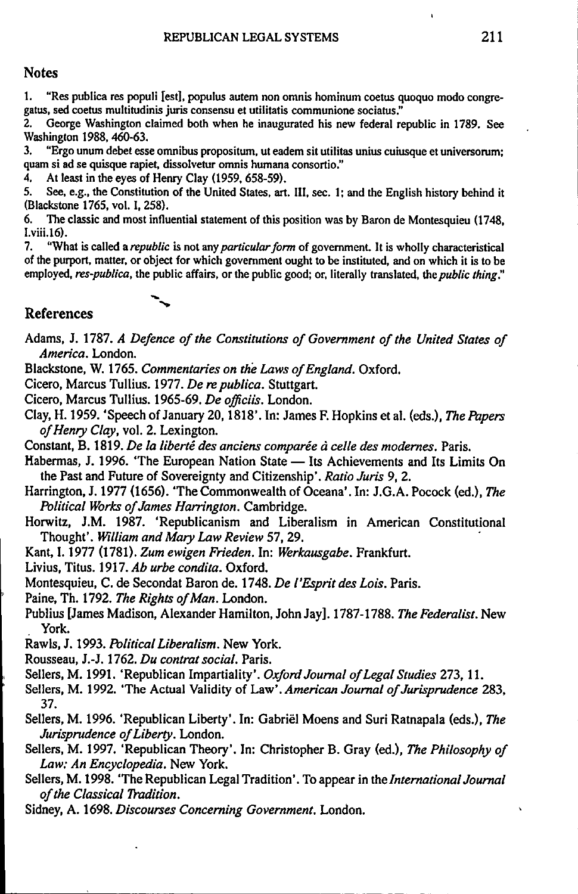## Notes

1. "Res publica res populi [est], populus autem non omnis hominum coetus quoquo modo congregatus, sed coetus multitudinis juris consensu et utilitatis communione sociatus."
2. George Washington claimed both when he inaugurated his new federal republic in 1789. See Washington 1988, 460-63.
3. "Ergo unum debet esse omnibus propositum, ut eadem sit utilitas unius cuiusque et universorum; quam si ad se quisque rapiet, dissolvetur omnis humana consortio."
4. At least in the eyes of Henry Clay (1959, 658-59).
5. See, e.g., the Constitution of the United States, art. III, sec. 1; and the English history behind it (Blackstone 1765, vol. I, 258).
6. The classic and most influential statement of this position was by Baron de Montesquieu (1748, I.viii.16).
7. "What is called a *republic* is not any *particular form* of government. It is wholly characteristical of the purport, matter, or object for which government ought to be instituted, and on which it is to be employed, *res-publica*, the public affairs, or the public good; or, literally translated, the *public thing*."

## References

Adams, J. 1787. *A Defence of the Constitutions of Government of the United States of America*. London.

Blackstone, W. 1765. *Commentaries on the Laws of England*. Oxford.

Cicero, Marcus Tullius. 1977. *De re publica*. Stuttgart.

Cicero, Marcus Tullius. 1965-69. *De officiis*. London.

Clay, H. 1959. 'Speech of January 20, 1818'. In: James F. Hopkins et al. (eds.), *The Papers of Henry Clay*, vol. 2. Lexington.

Constant, B. 1819. *De la liberté des anciens comparée à celle des modernes*. Paris.

Habermas, J. 1996. 'The European Nation State — Its Achievements and Its Limits On the Past and Future of Sovereignty and Citizenship'. *Ratio Juris* 9, 2.

Harrington, J. 1977 (1656). 'The Commonwealth of Oceana'. In: J.G.A. Pocock (ed.), *The Political Works of James Harrington*. Cambridge.

Horwitz, J.M. 1987. 'Republicanism and Liberalism in American Constitutional Thought'. *William and Mary Law Review* 57, 29.

Kant, I. 1977 (1781). *Zum ewigen Frieden*. In: *Werkausgabe*. Frankfurt.

Livius, Titus. 1917. *Ab urbe condita*. Oxford.

Montesquieu, C. de Secondat Baron de. 1748. *De l'Esprit des Lois*. Paris.

Paine, Th. 1792. *The Rights of Man*. London.

Publius [James Madison, Alexander Hamilton, John Jay]. 1787-1788. *The Federalist*. New York.

Rawls, J. 1993. *Political Liberalism*. New York.

Rousseau, J.-J. 1762. *Du contrat social*. Paris.

Sellers, M. 1991. 'Republican Impartiality'. *Oxford Journal of Legal Studies* 273, 11.

Sellers, M. 1992. 'The Actual Validity of Law'. *American Journal of Jurisprudence* 283, 37.

Sellers, M. 1996. 'Republican Liberty'. In: Gabriël Moens and Suri Ratnapala (eds.), *The Jurisprudence of Liberty*. London.

Sellers, M. 1997. 'Republican Theory'. In: Christopher B. Gray (ed.), *The Philosophy of Law: An Encyclopedia*. New York.

Sellers, M. 1998. 'The Republican Legal Tradition'. To appear in the *International Journal of the Classical Tradition*.

Sidney, A. 1698. *Discourses Concerning Government*. London.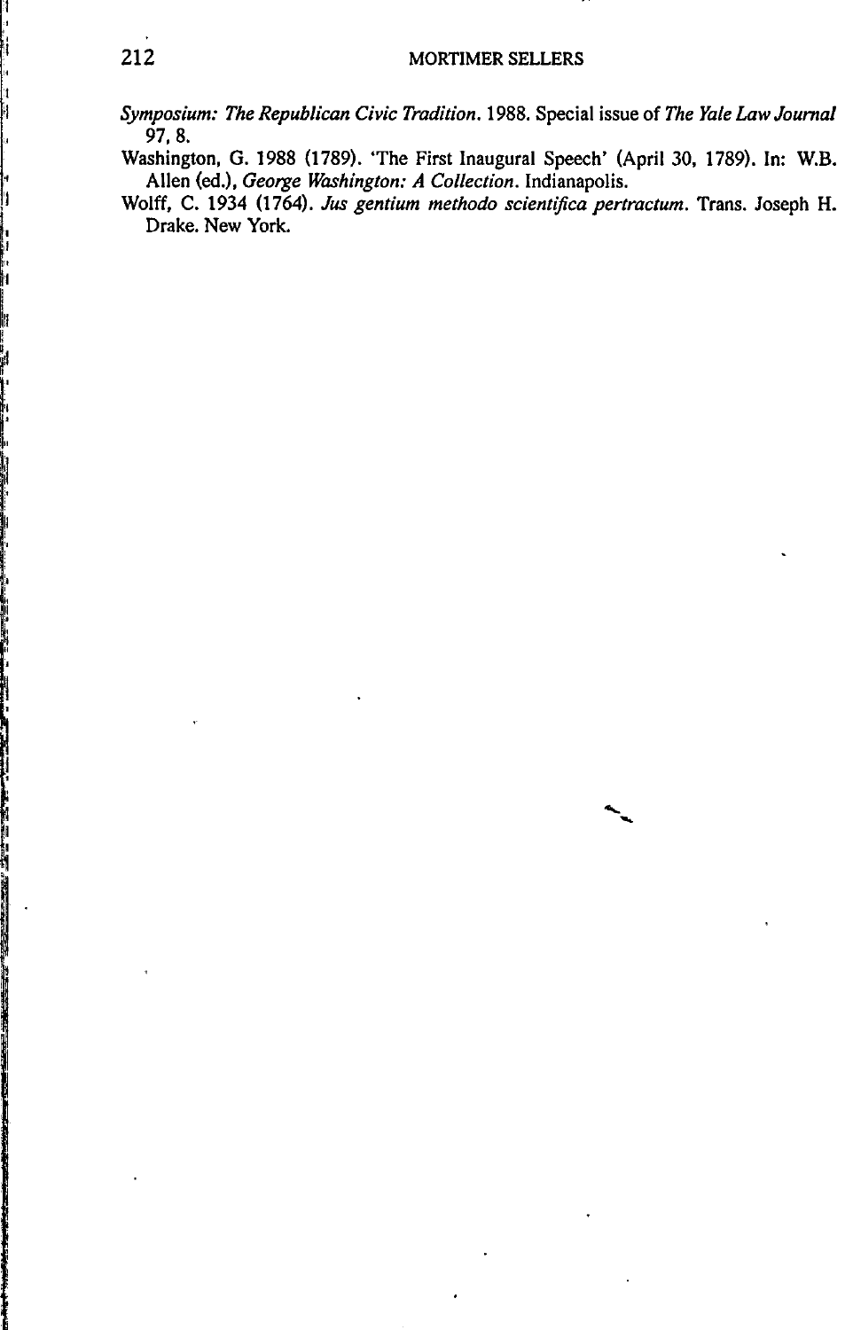*Symposium: The Republican Civic Tradition*. 1988. Special issue of *The Yale Law Journal* 97, 8.

Washington, G. 1988 (1789). 'The First Inaugural Speech' (April 30, 1789). In: W.B. Allen (ed.), *George Washington: A Collection*. Indianapolis.

Wolff, C. 1934 (1764). *Jus gentium methodo scientifica pertractum*. Trans. Joseph H. Drake. New York.